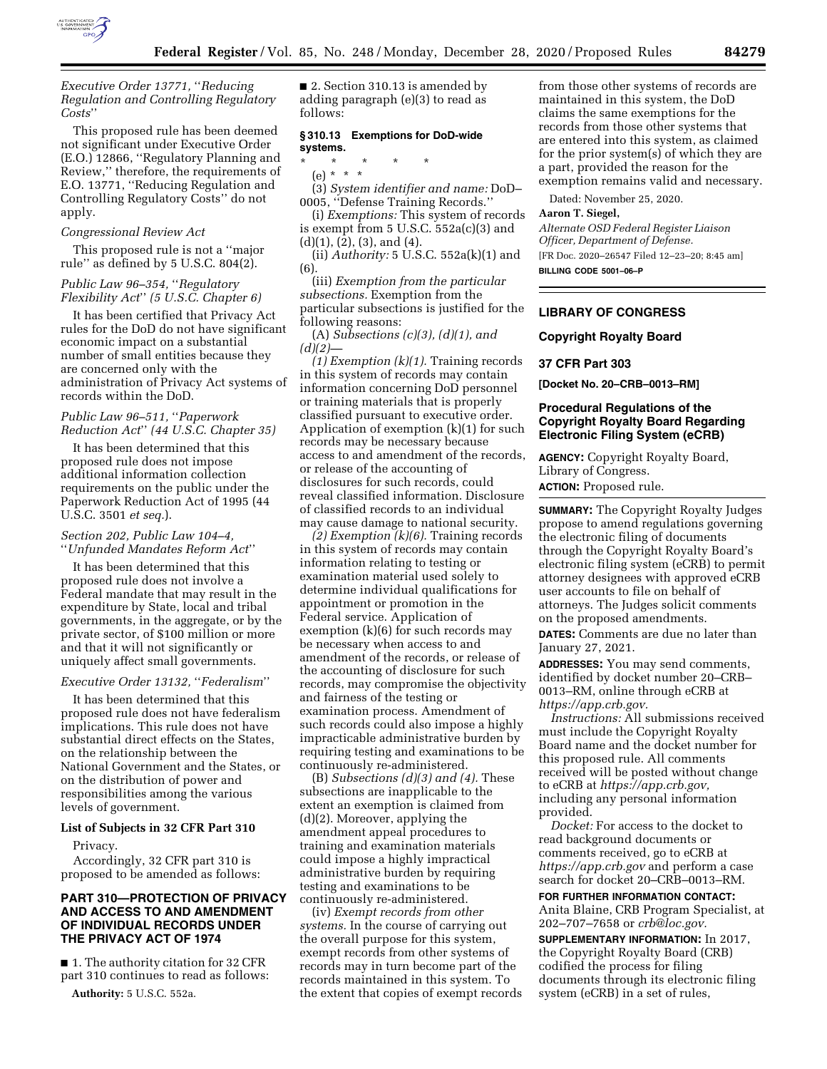*Executive Order 13771, ''Reducing Regulation and Controlling Regulatory Costs''*

This proposed rule has been deemed not significant under Executive Order (E.O.) 12866, ''Regulatory Planning and Review,'' therefore, the requirements of E.O. 13771, ''Reducing Regulation and Controlling Regulatory Costs'' do not apply.

*Congressional Review Act*

This proposed rule is not a ''major rule'' as defined by 5 U.S.C. 804(2).

*Public Law 96–354, ''Regulatory Flexibility Act'' (5 U.S.C. Chapter 6)*

It has been certified that Privacy Act rules for the DoD do not have significant economic impact on a substantial number of small entities because they are concerned only with the administration of Privacy Act systems of records within the DoD.

*Public Law 96–511, ''Paperwork Reduction Act'' (44 U.S.C. Chapter 35)*

It has been determined that this proposed rule does not impose additional information collection requirements on the public under the Paperwork Reduction Act of 1995 (44 U.S.C. 3501 *et seq.*).

*Section 202, Public Law 104–4, ''Unfunded Mandates Reform Act''*

It has been determined that this proposed rule does not involve a Federal mandate that may result in the expenditure by State, local and tribal governments, in the aggregate, or by the private sector, of $100 million or more and that it will not significantly or uniquely affect small governments.

*Executive Order 13132, ''Federalism''*

It has been determined that this proposed rule does not have federalism implications. This rule does not have substantial direct effects on the States, on the relationship between the National Government and the States, or on the distribution of power and responsibilities among the various levels of government.

**List of Subjects in 32 CFR Part 310**

Privacy.

Accordingly, 32 CFR part 310 is proposed to be amended as follows:

## PART 310—PROTECTION OF PRIVACY AND ACCESS TO AND AMENDMENT OF INDIVIDUAL RECORDS UNDER THE PRIVACY ACT OF 1974

■ 1. The authority citation for 32 CFR part 310 continues to read as follows:

**Authority:** 5 U.S.C. 552a.

■ 2. Section 310.13 is amended by adding paragraph (e)(3) to read as follows:

**§ 310.13 Exemptions for DoD-wide systems.**

\* \* \* \* \*

(e) \* \* \*

(3) *System identifier and name:* DoD–0005, ''Defense Training Records.''

(i) *Exemptions:* This system of records is exempt from 5 U.S.C. 552a(c)(3) and (d)(1), (2), (3), and (4).

(ii) *Authority:* 5 U.S.C. 552a(k)(1) and (6).

(iii) *Exemption from the particular subsections.* Exemption from the particular subsections is justified for the following reasons:

(A) *Subsections (c)(3), (d)(1), and (d)(2)*—

*(1) Exemption (k)(1).* Training records in this system of records may contain information concerning DoD personnel or training materials that is properly classified pursuant to executive order. Application of exemption (k)(1) for such records may be necessary because access to and amendment of the records, or release of the accounting of disclosures for such records, could reveal classified information. Disclosure of classified records to an individual may cause damage to national security.

*(2) Exemption (k)(6).* Training records in this system of records may contain information relating to testing or examination material used solely to determine individual qualifications for appointment or promotion in the Federal service. Application of exemption (k)(6) for such records may be necessary when access to and amendment of the records, or release of the accounting of disclosure for such records, may compromise the objectivity and fairness of the testing or examination process. Amendment of such records could also impose a highly impracticable administrative burden by requiring testing and examinations to be continuously re-administered.

(B) *Subsections (d)(3) and (4).* These subsections are inapplicable to the extent an exemption is claimed from (d)(2). Moreover, applying the amendment appeal procedures to training and examination materials could impose a highly impractical administrative burden by requiring testing and examinations to be continuously re-administered.

(iv) *Exempt records from other systems.* In the course of carrying out the overall purpose for this system, exempt records from other systems of records may in turn become part of the records maintained in this system. To the extent that copies of exempt records from those other systems of records are maintained in this system, the DoD claims the same exemptions for the records from those other systems that are entered into this system, as claimed for the prior system(s) of which they are a part, provided the reason for the exemption remains valid and necessary.

Dated: November 25, 2020.

**Aaron T. Siegel,**

*Alternate OSD Federal Register Liaison Officer, Department of Defense.*

[FR Doc. 2020–26547 Filed 12–23–20; 8:45 am]

**BILLING CODE 5001–06–P**

---

## LIBRARY OF CONGRESS

## Copyright Royalty Board

## 37 CFR Part 303

**[Docket No. 20–CRB–0013–RM]**

## Procedural Regulations of the Copyright Royalty Board Regarding Electronic Filing System (eCRB)

**AGENCY:** Copyright Royalty Board, Library of Congress.

**ACTION:** Proposed rule.

**SUMMARY:** The Copyright Royalty Judges propose to amend regulations governing the electronic filing of documents through the Copyright Royalty Board's electronic filing system (eCRB) to permit attorney designees with approved eCRB user accounts to file on behalf of attorneys. The Judges solicit comments on the proposed amendments.

**DATES:** Comments are due no later than January 27, 2021.

**ADDRESSES:** You may send comments, identified by docket number 20–CRB–0013–RM, online through eCRB at *https://app.crb.gov.*

*Instructions:* All submissions received must include the Copyright Royalty Board name and the docket number for this proposed rule. All comments received will be posted without change to eCRB at *https://app.crb.gov,* including any personal information provided.

*Docket:* For access to the docket to read background documents or comments received, go to eCRB at *https://app.crb.gov* and perform a case search for docket 20–CRB–0013–RM.

**FOR FURTHER INFORMATION CONTACT:** Anita Blaine, CRB Program Specialist, at 202–707–7658 or *crb@loc.gov.*

**SUPPLEMENTARY INFORMATION:** In 2017, the Copyright Royalty Board (CRB) codified the process for filing documents through its electronic filing system (eCRB) in a set of rules,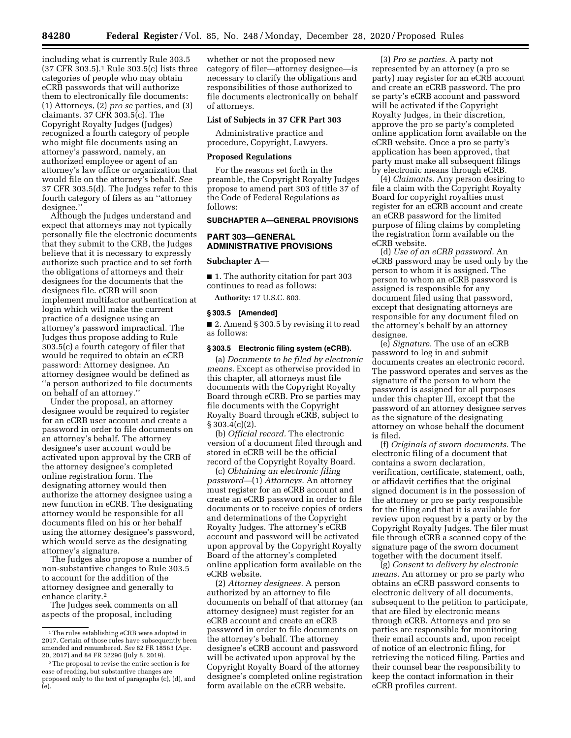including what is currently Rule 303.5 (37 CFR 303.5).[1] Rule 303.5(c) lists three categories of people who may obtain eCRB passwords that will authorize them to electronically file documents: (1) Attorneys, (2) *pro se* parties, and (3) claimants. 37 CFR 303.5(c). The Copyright Royalty Judges (Judges) recognized a fourth category of people who might file documents using an attorney's password, namely, an authorized employee or agent of an attorney's law office or organization that would file on the attorney's behalf. *See* 37 CFR 303.5(d). The Judges refer to this fourth category of filers as an ''attorney designee.''

Although the Judges understand and expect that attorneys may not typically personally file the electronic documents that they submit to the CRB, the Judges believe that it is necessary to expressly authorize such practice and to set forth the obligations of attorneys and their designees for the documents that the designees file. eCRB will soon implement multifactor authentication at login which will make the current practice of a designee using an attorney's password impractical. The Judges thus propose adding to Rule 303.5(c) a fourth category of filer that would be required to obtain an eCRB password: Attorney designee. An attorney designee would be defined as ''a person authorized to file documents on behalf of an attorney.''

Under the proposal, an attorney designee would be required to register for an eCRB user account and create a password in order to file documents on an attorney's behalf. The attorney designee's user account would be activated upon approval by the CRB of the attorney designee's completed online registration form. The designating attorney would then authorize the attorney designee using a new function in eCRB. The designating attorney would be responsible for all documents filed on his or her behalf using the attorney designee's password, which would serve as the designating attorney's signature.

The Judges also propose a number of non-substantive changes to Rule 303.5 to account for the addition of the attorney designee and generally to enhance clarity.[2]

The Judges seek comments on all aspects of the proposal, including whether or not the proposed new category of filer—attorney designee—is necessary to clarify the obligations and responsibilities of those authorized to file documents electronically on behalf of attorneys.

[1] The rules establishing eCRB were adopted in 2017. Certain of those rules have subsequently been amended and renumbered. *See* 82 FR 18563 (Apr. 20, 2017) and 84 FR 32296 (July 8, 2019).

[2] The proposal to revise the entire section is for ease of reading, but substantive changes are proposed only to the text of paragraphs (c), (d), and (e).

### List of Subjects in 37 CFR Part 303

Administrative practice and procedure, Copyright, Lawyers.

### Proposed Regulations

For the reasons set forth in the preamble, the Copyright Royalty Judges propose to amend part 303 of title 37 of the Code of Federal Regulations as follows:

## SUBCHAPTER A—GENERAL PROVISIONS

## PART 303—GENERAL ADMINISTRATIVE PROVISIONS

### Subchapter A—

■ 1. The authority citation for part 303 continues to read as follows:

**Authority:** 17 U.S.C. 803.

### § 303.5 [Amended]

■ 2. Amend § 303.5 by revising it to read as follows:

### § 303.5 Electronic filing system (eCRB).

(a) *Documents to be filed by electronic means.* Except as otherwise provided in this chapter, all attorneys must file documents with the Copyright Royalty Board through eCRB. Pro se parties may file documents with the Copyright Royalty Board through eCRB, subject to § 303.4(c)(2).

(b) *Official record.* The electronic version of a document filed through and stored in eCRB will be the official record of the Copyright Royalty Board.

(c) *Obtaining an electronic filing password*—(1) *Attorneys.* An attorney must register for an eCRB account and create an eCRB password in order to file documents or to receive copies of orders and determinations of the Copyright Royalty Judges. The attorney's eCRB account and password will be activated upon approval by the Copyright Royalty Board of the attorney's completed online application form available on the eCRB website.

(2) *Attorney designees.* A person authorized by an attorney to file documents on behalf of that attorney (an attorney designee) must register for an eCRB account and create an eCRB password in order to file documents on the attorney's behalf. The attorney designee's eCRB account and password will be activated upon approval by the Copyright Royalty Board of the attorney designee's completed online registration form available on the eCRB website.

(3) *Pro se parties.* A party not represented by an attorney (a pro se party) may register for an eCRB account and create an eCRB password. The pro se party's eCRB account and password will be activated if the Copyright Royalty Judges, in their discretion, approve the pro se party's completed online application form available on the eCRB website. Once a pro se party's application has been approved, that party must make all subsequent filings by electronic means through eCRB.

(4) *Claimants.* Any person desiring to file a claim with the Copyright Royalty Board for copyright royalties must register for an eCRB account and create an eCRB password for the limited purpose of filing claims by completing the registration form available on the eCRB website.

(d) *Use of an eCRB password.* An eCRB password may be used only by the person to whom it is assigned. The person to whom an eCRB password is assigned is responsible for any document filed using that password, except that designating attorneys are responsible for any document filed on the attorney's behalf by an attorney designee.

(e) *Signature.* The use of an eCRB password to log in and submit documents creates an electronic record. The password operates and serves as the signature of the person to whom the password is assigned for all purposes under this chapter III, except that the password of an attorney designee serves as the signature of the designating attorney on whose behalf the document is filed.

(f) *Originals of sworn documents.* The electronic filing of a document that contains a sworn declaration, verification, certificate, statement, oath, or affidavit certifies that the original signed document is in the possession of the attorney or pro se party responsible for the filing and that it is available for review upon request by a party or by the Copyright Royalty Judges. The filer must file through eCRB a scanned copy of the signature page of the sworn document together with the document itself.

(g) *Consent to delivery by electronic means.* An attorney or pro se party who obtains an eCRB password consents to electronic delivery of all documents, subsequent to the petition to participate, that are filed by electronic means through eCRB. Attorneys and pro se parties are responsible for monitoring their email accounts and, upon receipt of notice of an electronic filing, for retrieving the noticed filing. Parties and their counsel bear the responsibility to keep the contact information in their eCRB profiles current.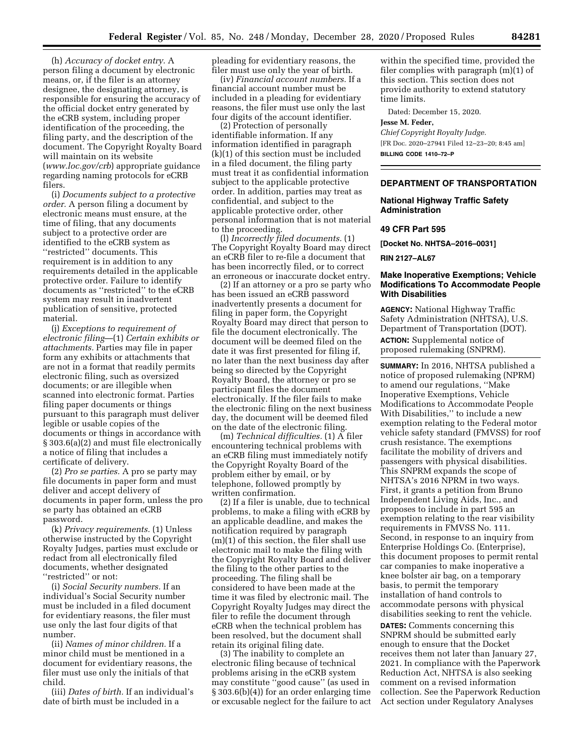(h) *Accuracy of docket entry.* A person filing a document by electronic means, or, if the filer is an attorney designee, the designating attorney, is responsible for ensuring the accuracy of the official docket entry generated by the eCRB system, including proper identification of the proceeding, the filing party, and the description of the document. The Copyright Royalty Board will maintain on its website (*www.loc.gov/crb*) appropriate guidance regarding naming protocols for eCRB filers.

(i) *Documents subject to a protective order.* A person filing a document by electronic means must ensure, at the time of filing, that any documents subject to a protective order are identified to the eCRB system as ''restricted'' documents. This requirement is in addition to any requirements detailed in the applicable protective order. Failure to identify documents as ''restricted'' to the eCRB system may result in inadvertent publication of sensitive, protected material.

(j) *Exceptions to requirement of electronic filing*—(1) *Certain exhibits or attachments.* Parties may file in paper form any exhibits or attachments that are not in a format that readily permits electronic filing, such as oversized documents; or are illegible when scanned into electronic format. Parties filing paper documents or things pursuant to this paragraph must deliver legible or usable copies of the documents or things in accordance with § 303.6(a)(2) and must file electronically a notice of filing that includes a certificate of delivery.

(2) *Pro se parties.* A pro se party may file documents in paper form and must deliver and accept delivery of documents in paper form, unless the pro se party has obtained an eCRB password.

(k) *Privacy requirements.* (1) Unless otherwise instructed by the Copyright Royalty Judges, parties must exclude or redact from all electronically filed documents, whether designated ''restricted'' or not:

(i) *Social Security numbers.* If an individual's Social Security number must be included in a filed document for evidentiary reasons, the filer must use only the last four digits of that number.

(ii) *Names of minor children.* If a minor child must be mentioned in a document for evidentiary reasons, the filer must use only the initials of that child.

(iii) *Dates of birth.* If an individual's date of birth must be included in a pleading for evidentiary reasons, the filer must use only the year of birth.

(iv) *Financial account numbers.* If a financial account number must be included in a pleading for evidentiary reasons, the filer must use only the last four digits of the account identifier.

(2) Protection of personally identifiable information. If any information identified in paragraph (k)(1) of this section must be included in a filed document, the filing party must treat it as confidential information subject to the applicable protective order. In addition, parties may treat as confidential, and subject to the applicable protective order, other personal information that is not material to the proceeding.

(l) *Incorrectly filed documents.* (1) The Copyright Royalty Board may direct an eCRB filer to re-file a document that has been incorrectly filed, or to correct an erroneous or inaccurate docket entry.

(2) If an attorney or a pro se party who has been issued an eCRB password inadvertently presents a document for filing in paper form, the Copyright Royalty Board may direct that person to file the document electronically. The document will be deemed filed on the date it was first presented for filing if, no later than the next business day after being so directed by the Copyright Royalty Board, the attorney or pro se participant files the document electronically. If the filer fails to make the electronic filing on the next business day, the document will be deemed filed on the date of the electronic filing.

(m) *Technical difficulties.* (1) A filer encountering technical problems with an eCRB filing must immediately notify the Copyright Royalty Board of the problem either by email, or by telephone, followed promptly by written confirmation.

(2) If a filer is unable, due to technical problems, to make a filing with eCRB by an applicable deadline, and makes the notification required by paragraph (m)(1) of this section, the filer shall use electronic mail to make the filing with the Copyright Royalty Board and deliver the filing to the other parties to the proceeding. The filing shall be considered to have been made at the time it was filed by electronic mail. The Copyright Royalty Judges may direct the filer to refile the document through eCRB when the technical problem has been resolved, but the document shall retain its original filing date.

(3) The inability to complete an electronic filing because of technical problems arising in the eCRB system may constitute ''good cause'' (as used in § 303.6(b)(4)) for an order enlarging time or excusable neglect for the failure to act within the specified time, provided the filer complies with paragraph (m)(1) of this section. This section does not provide authority to extend statutory time limits.

Dated: December 15, 2020.

**Jesse M. Feder,**

*Chief Copyright Royalty Judge.*

[FR Doc. 2020–27941 Filed 12–23–20; 8:45 am]

**BILLING CODE 1410–72–P**

---

## DEPARTMENT OF TRANSPORTATION

### National Highway Traffic Safety Administration

### 49 CFR Part 595

**[Docket No. NHTSA–2016–0031]**

**RIN 2127–AL67**

### Make Inoperative Exemptions; Vehicle Modifications To Accommodate People With Disabilities

**AGENCY:** National Highway Traffic Safety Administration (NHTSA), U.S. Department of Transportation (DOT).

**ACTION:** Supplemental notice of proposed rulemaking (SNPRM).

**SUMMARY:** In 2016, NHTSA published a notice of proposed rulemaking (NPRM) to amend our regulations, ''Make Inoperative Exemptions, Vehicle Modifications to Accommodate People With Disabilities,'' to include a new exemption relating to the Federal motor vehicle safety standard (FMVSS) for roof crush resistance. The exemptions facilitate the mobility of drivers and passengers with physical disabilities. This SNPRM expands the scope of NHTSA's 2016 NPRM in two ways. First, it grants a petition from Bruno Independent Living Aids, Inc., and proposes to include in part 595 an exemption relating to the rear visibility requirements in FMVSS No. 111. Second, in response to an inquiry from Enterprise Holdings Co. (Enterprise), this document proposes to permit rental car companies to make inoperative a knee bolster air bag, on a temporary basis, to permit the temporary installation of hand controls to accommodate persons with physical disabilities seeking to rent the vehicle.

**DATES:** Comments concerning this SNPRM should be submitted early enough to ensure that the Docket receives them not later than January 27, 2021. In compliance with the Paperwork Reduction Act, NHTSA is also seeking comment on a revised information collection. See the Paperwork Reduction Act section under Regulatory Analyses